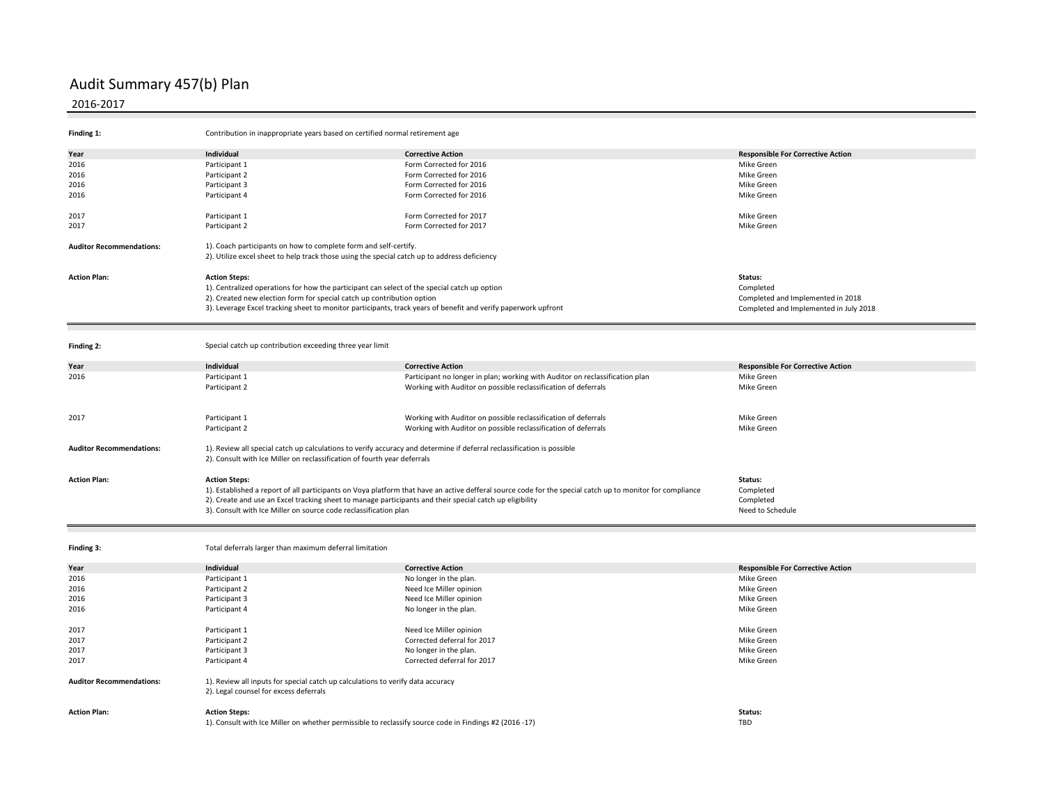# Audit Summary 457(b) Plan

## 2016-2017

**Finding 1:** Contribution in inappropriate years based on certified normal retirement age

| Year | Individual | Corrective Action | Responsible For Corrective Action |
|---|---|---|---|
| 2016 | Participant 1 | Form Corrected for 2016 | Mike Green |
| 2016 | Participant 2 | Form Corrected for 2016 | Mike Green |
| 2016 | Participant 3 | Form Corrected for 2016 | Mike Green |
| 2016 | Participant 4 | Form Corrected for 2016 | Mike Green |
| 2017 | Participant 1 | Form Corrected for 2017 | Mike Green |
| 2017 | Participant 2 | Form Corrected for 2017 | Mike Green |

**Auditor Recommendations:**

1). Coach participants on how to complete form and self-certify.
2). Utilize excel sheet to help track those using the special catch up to address deficiency

**Action Plan:**

| Action Steps: | Status: |
|---|---|
| 1). Centralized operations for how the participant can select of the special catch up option | Completed |
| 2). Created new election form for special catch up contribution option | Completed and Implemented in 2018 |
| 3). Leverage Excel tracking sheet to monitor participants, track years of benefit and verify paperwork upfront | Completed and Implemented in July 2018 |

---

**Finding 2:** Special catch up contribution exceeding three year limit

| Year | Individual | Corrective Action | Responsible For Corrective Action |
|---|---|---|---|
| 2016 | Participant 1 | Participant no longer in plan; working with Auditor on reclassification plan | Mike Green |
| | Participant 2 | Working with Auditor on possible reclassification of deferrals | Mike Green |
| 2017 | Participant 1 | Working with Auditor on possible reclassification of deferrals | Mike Green |
| | Participant 2 | Working with Auditor on possible reclassification of deferrals | Mike Green |

**Auditor Recommendations:**

1). Review all special catch up calculations to verify accuracy and determine if deferral reclassification is possible
2). Consult with Ice Miller on reclassification of fourth year deferrals

**Action Plan:**

| Action Steps: | Status: |
|---|---|
| 1). Established a report of all participants on Voya platform that have an active defferal source code for the special catch up to monitor for compliance | Completed |
| 2). Create and use an Excel tracking sheet to manage participants and their special catch up eligibility | Completed |
| 3). Consult with Ice Miller on source code reclassification plan | Need to Schedule |

---

**Finding 3:** Total deferrals larger than maximum deferral limitation

| Year | Individual | Corrective Action | Responsible For Corrective Action |
|---|---|---|---|
| 2016 | Participant 1 | No longer in the plan. | Mike Green |
| 2016 | Participant 2 | Need Ice Miller opinion | Mike Green |
| 2016 | Participant 3 | Need Ice Miller opinion | Mike Green |
| 2016 | Participant 4 | No longer in the plan. | Mike Green |
| 2017 | Participant 1 | Need Ice Miller opinion | Mike Green |
| 2017 | Participant 2 | Corrected deferral for 2017 | Mike Green |
| 2017 | Participant 3 | No longer in the plan. | Mike Green |
| 2017 | Participant 4 | Corrected deferral for 2017 | Mike Green |

**Auditor Recommendations:**

1). Review all inputs for special catch up calculations to verify data accuracy
2). Legal counsel for excess deferrals

**Action Plan:**

| Action Steps: | Status: |
|---|---|
| 1). Consult with Ice Miller on whether permissible to reclassify source code in Findings #2 (2016 -17) | TBD |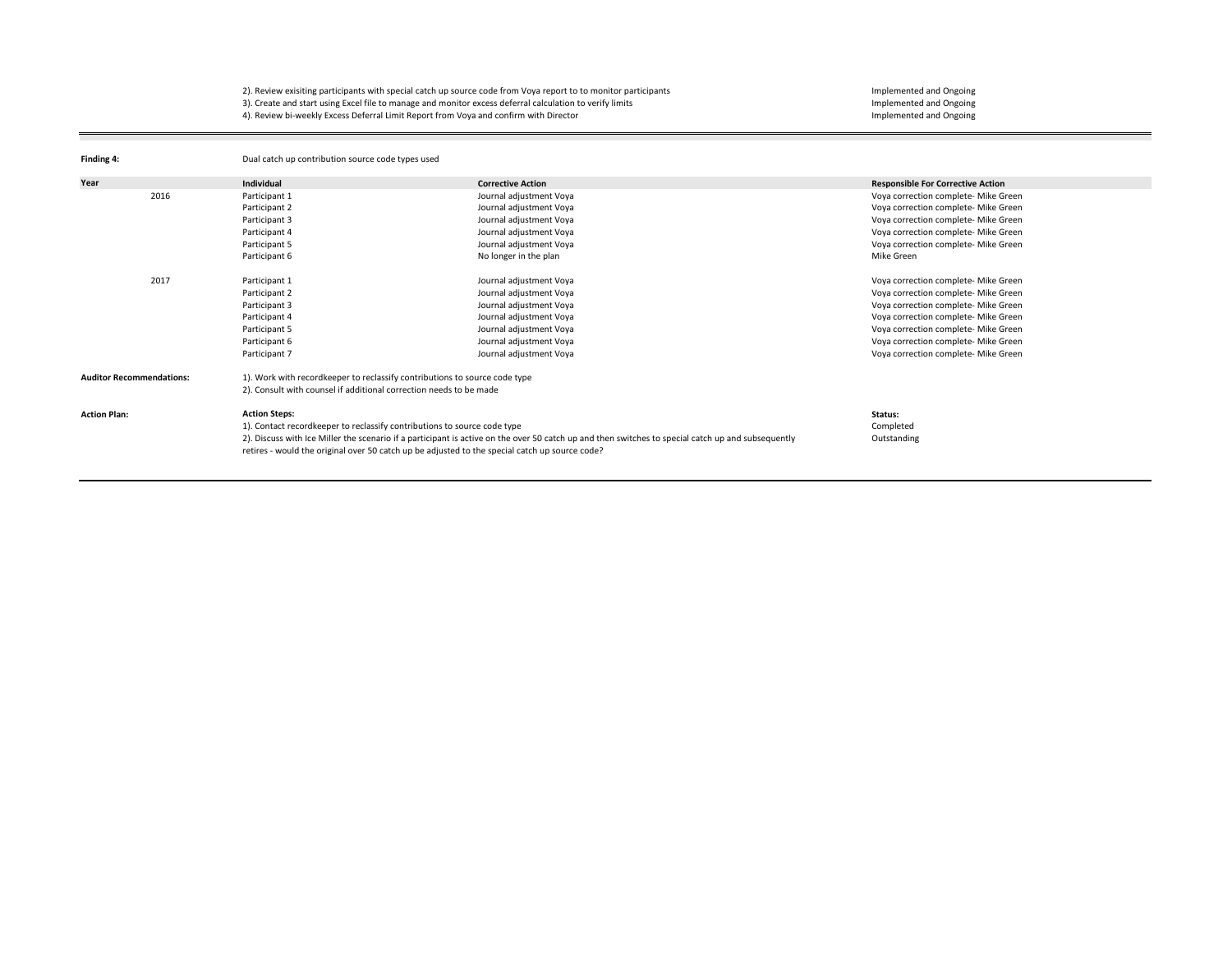| | |
|---|---|
| 2). Review exisiting participants with special catch up source code from Voya report to to monitor participants | Implemented and Ongoing |
| 3). Create and start using Excel file to manage and monitor excess deferral calculation to verify limits | Implemented and Ongoing |
| 4). Review bi-weekly Excess Deferral Limit Report from Voya and confirm with Director | Implemented and Ongoing |

**Finding 4:** Dual catch up contribution source code types used

| Year | Individual | Corrective Action | Responsible For Corrective Action |
|---|---|---|---|
| 2016 | Participant 1 | Journal adjustment Voya | Voya correction complete- Mike Green |
| | Participant 2 | Journal adjustment Voya | Voya correction complete- Mike Green |
| | Participant 3 | Journal adjustment Voya | Voya correction complete- Mike Green |
| | Participant 4 | Journal adjustment Voya | Voya correction complete- Mike Green |
| | Participant 5 | Journal adjustment Voya | Voya correction complete- Mike Green |
| | Participant 6 | No longer in the plan | Mike Green |
| 2017 | Participant 1 | Journal adjustment Voya | Voya correction complete- Mike Green |
| | Participant 2 | Journal adjustment Voya | Voya correction complete- Mike Green |
| | Participant 3 | Journal adjustment Voya | Voya correction complete- Mike Green |
| | Participant 4 | Journal adjustment Voya | Voya correction complete- Mike Green |
| | Participant 5 | Journal adjustment Voya | Voya correction complete- Mike Green |
| | Participant 6 | Journal adjustment Voya | Voya correction complete- Mike Green |
| | Participant 7 | Journal adjustment Voya | Voya correction complete- Mike Green |

**Auditor Recommendations:**

1). Work with recordkeeper to reclassify contributions to source code type
2). Consult with counsel if additional correction needs to be made

**Action Plan:**

| Action Steps: | Status: |
|---|---|
| 1). Contact recordkeeper to reclassify contributions to source code type | Completed |
| 2). Discuss with Ice Miller the scenario if a participant is active on the over 50 catch up and then switches to special catch up and subsequently retires - would the original over 50 catch up be adjusted to the special catch up source code? | Outstanding |